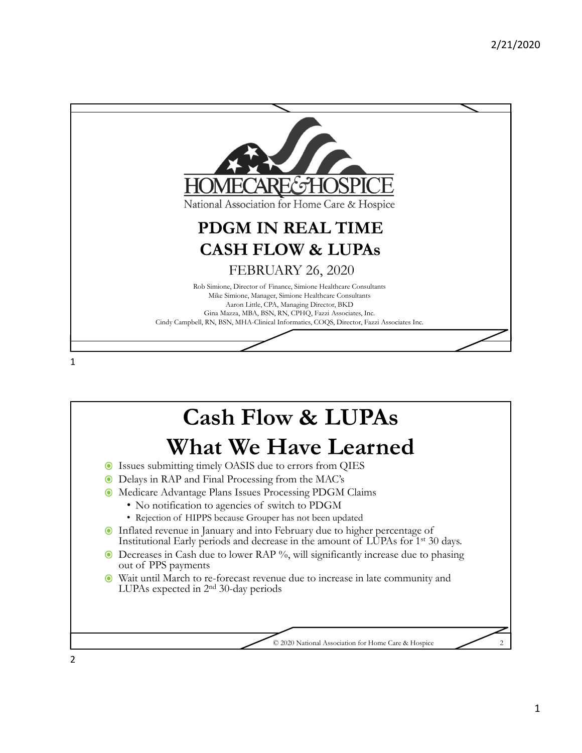HOMECARE & HOSPICE

National Association for Home Care & Hospice

# PDGM IN REAL TIME
# CASH FLOW & LUPAs

FEBRUARY 26, 2020

Rob Simione, Director of Finance, Simione Healthcare Consultants
Mike Simione, Manager, Simione Healthcare Consultants
Aaron Little, CPA, Managing Director, BKD
Gina Mazza, MBA, BSN, RN, CPHQ, Fazzi Associates, Inc.
Cindy Campbell, RN, BSN, MHA-Clinical Informatics, COQS, Director, Fazzi Associates Inc.

# Cash Flow & LUPAs What We Have Learned

- Issues submitting timely OASIS due to errors from QIES
- Delays in RAP and Final Processing from the MAC's
- Medicare Advantage Plans Issues Processing PDGM Claims
  - No notification to agencies of switch to PDGM
  - Rejection of HIPPS because Grouper has not been updated
- Inflated revenue in January and into February due to higher percentage of Institutional Early periods and decrease in the amount of LUPAs for 1st 30 days.
- Decreases in Cash due to lower RAP %, will significantly increase due to phasing out of PPS payments
- Wait until March to re-forecast revenue due to increase in late community and LUPAs expected in 2nd 30-day periods

© 2020 National Association for Home Care & Hospice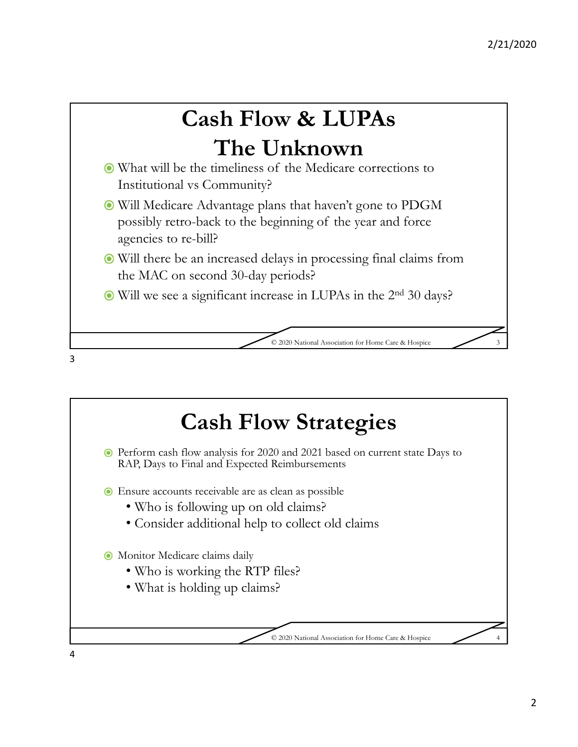# Cash Flow & LUPAs The Unknown

- What will be the timeliness of the Medicare corrections to Institutional vs Community?
- Will Medicare Advantage plans that haven't gone to PDGM possibly retro-back to the beginning of the year and force agencies to re-bill?
- Will there be an increased delays in processing final claims from the MAC on second 30-day periods?
- Will we see a significant increase in LUPAs in the 2nd 30 days?

© 2020 National Association for Home Care & Hospice

# Cash Flow Strategies

- Perform cash flow analysis for 2020 and 2021 based on current state Days to RAP, Days to Final and Expected Reimbursements
- Ensure accounts receivable are as clean as possible
  - Who is following up on old claims?
  - Consider additional help to collect old claims
- Monitor Medicare claims daily
  - Who is working the RTP files?
  - What is holding up claims?

© 2020 National Association for Home Care & Hospice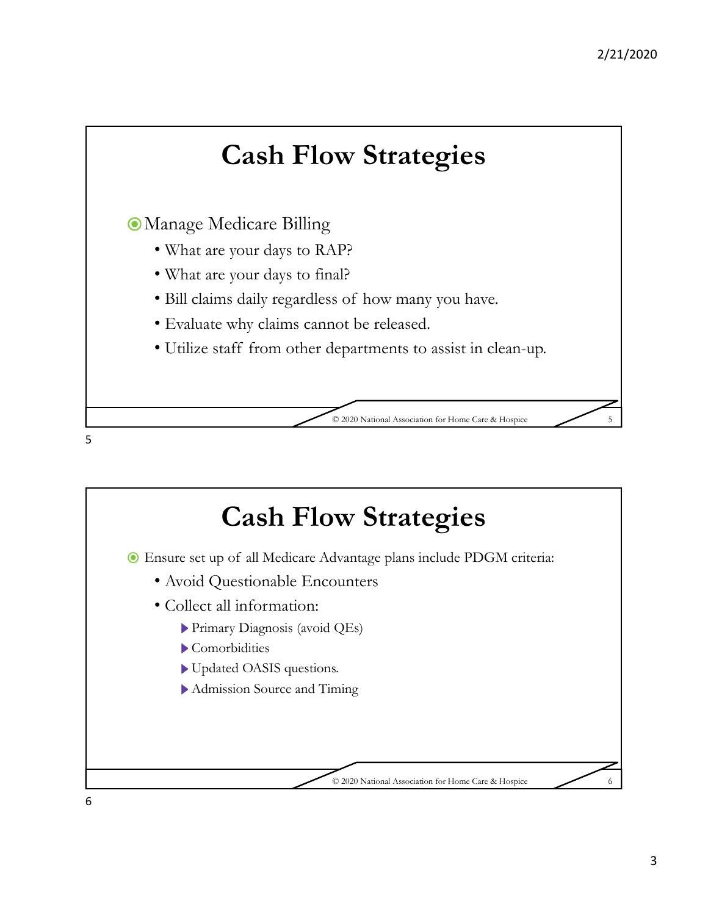# Cash Flow Strategies

- Manage Medicare Billing
  - What are your days to RAP?
  - What are your days to final?
  - Bill claims daily regardless of how many you have.
  - Evaluate why claims cannot be released.
  - Utilize staff from other departments to assist in clean-up.

# Cash Flow Strategies

- Ensure set up of all Medicare Advantage plans include PDGM criteria:
  - Avoid Questionable Encounters
  - Collect all information:
    - Primary Diagnosis (avoid QEs)
    - Comorbidities
    - Updated OASIS questions.
    - Admission Source and Timing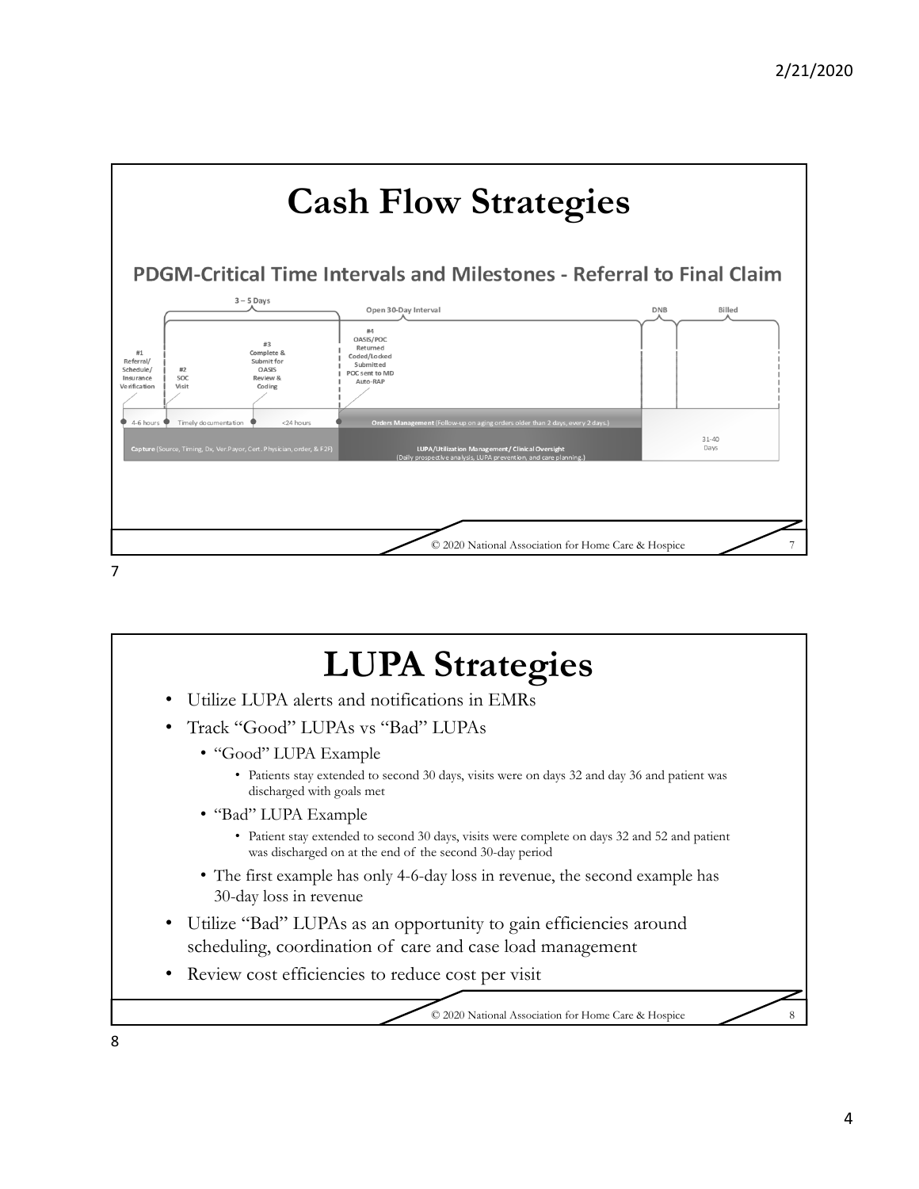# Cash Flow Strategies

## PDGM-Critical Time Intervals and Milestones - Referral to Final Claim

3 – 5 Days

Open 30-Day Interval

DNB

Billed

#1 Referral/ Schedule/ Insurance Verification

#2 SOC Visit

#3 Complete & Submit for OASIS Review & Coding

#4 OASIS/POC Returned Coded/Locked Submitted POC sent to MD Auto-RAP

4-6 hours | Timely documentation | <24 hours | **Orders Management** (Follow-up on aging orders older than 2 days, every 2 days.)

**Capture** (Source, Timing, Dx, Ver.Payor, Cert. Physician, order, & F2F)

**LUPA/Utilization Management/ Clinical Oversight** (Daily prospective analysis, LUPA prevention, and care planning.)

31-40 Days

# LUPA Strategies

- Utilize LUPA alerts and notifications in EMRs
- Track "Good" LUPAs vs "Bad" LUPAs
  - "Good" LUPA Example
    - Patients stay extended to second 30 days, visits were on days 32 and day 36 and patient was discharged with goals met
  - "Bad" LUPA Example
    - Patient stay extended to second 30 days, visits were complete on days 32 and 52 and patient was discharged on at the end of the second 30-day period
  - The first example has only 4-6-day loss in revenue, the second example has 30-day loss in revenue
- Utilize "Bad" LUPAs as an opportunity to gain efficiencies around scheduling, coordination of care and case load management
- Review cost efficiencies to reduce cost per visit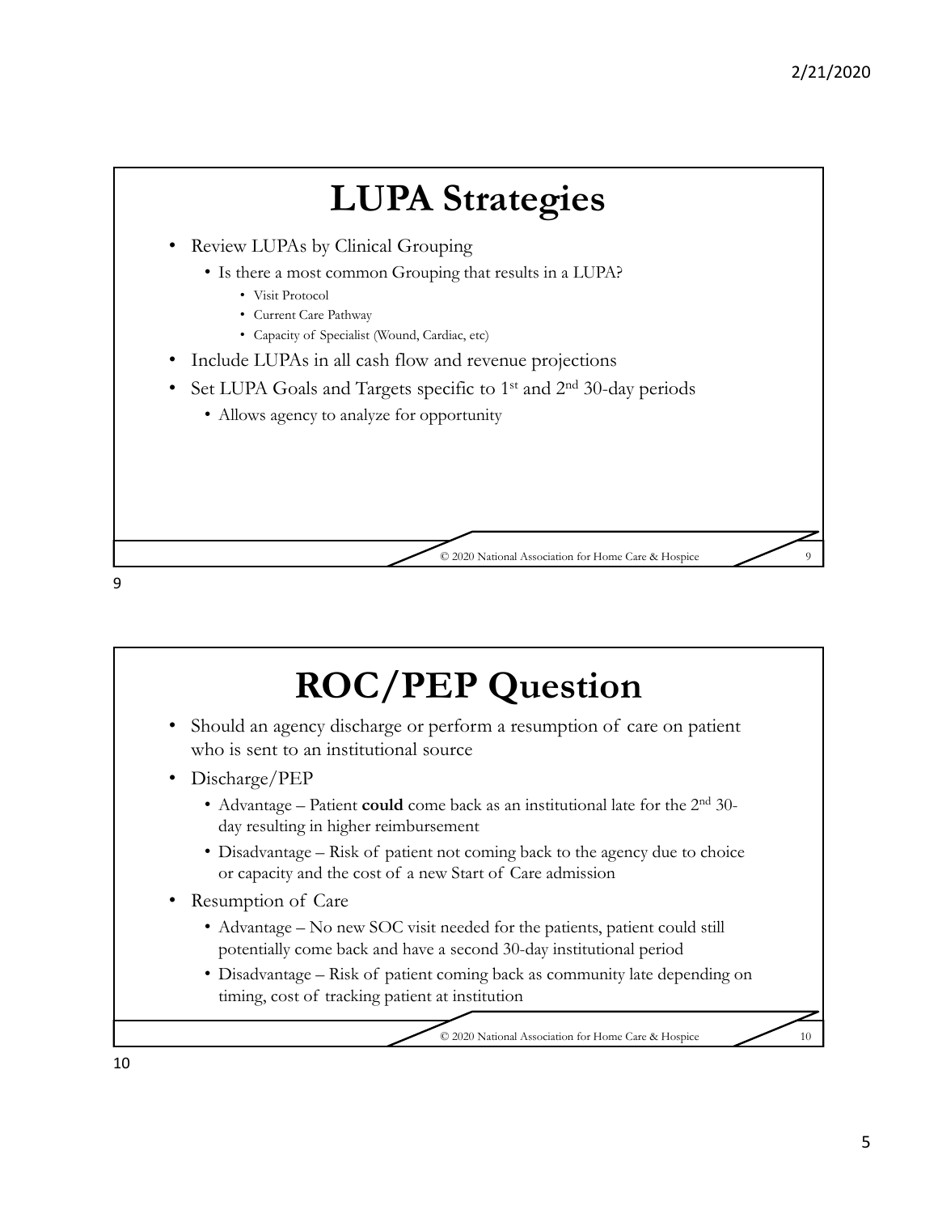# LUPA Strategies

- Review LUPAs by Clinical Grouping
  - Is there a most common Grouping that results in a LUPA?
    - Visit Protocol
    - Current Care Pathway
    - Capacity of Specialist (Wound, Cardiac, etc)
- Include LUPAs in all cash flow and revenue projections
- Set LUPA Goals and Targets specific to 1st and 2nd 30-day periods
  - Allows agency to analyze for opportunity

# ROC/PEP Question

- Should an agency discharge or perform a resumption of care on patient who is sent to an institutional source
- Discharge/PEP
  - Advantage – Patient **could** come back as an institutional late for the 2nd 30-day resulting in higher reimbursement
  - Disadvantage – Risk of patient not coming back to the agency due to choice or capacity and the cost of a new Start of Care admission
- Resumption of Care
  - Advantage – No new SOC visit needed for the patients, patient could still potentially come back and have a second 30-day institutional period
  - Disadvantage – Risk of patient coming back as community late depending on timing, cost of tracking patient at institution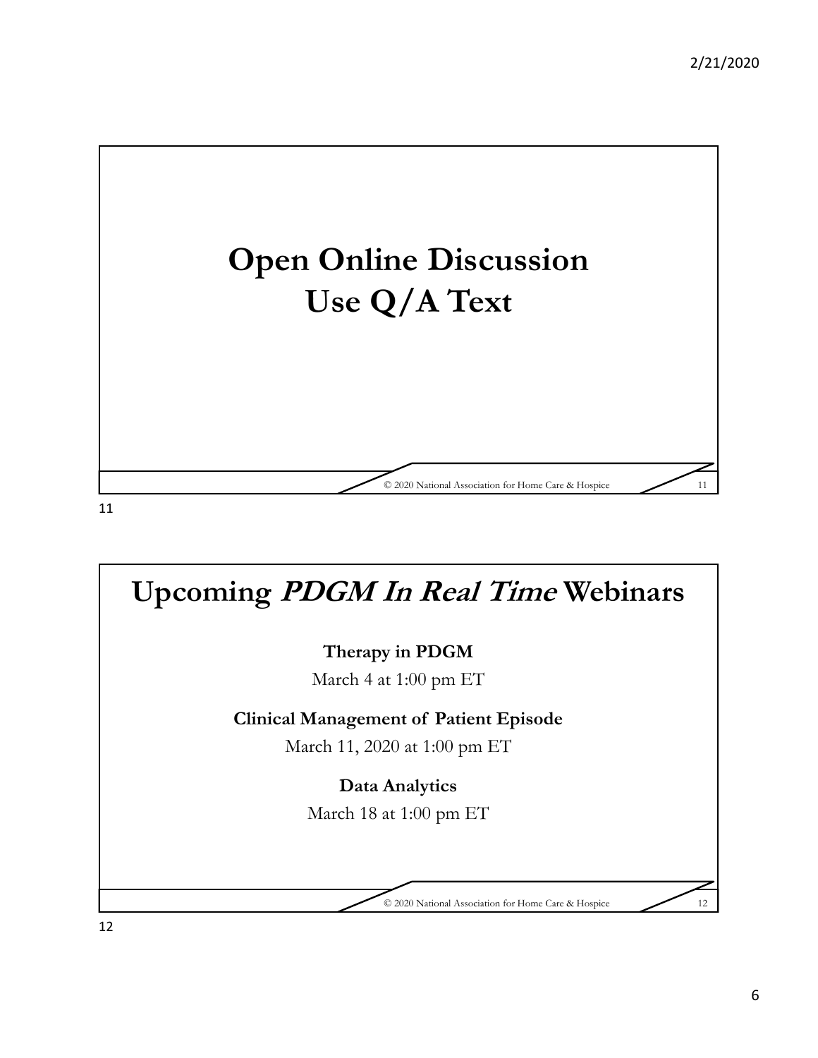# Open Online Discussion
# Use Q/A Text

# Upcoming *PDGM In Real Time* Webinars

**Therapy in PDGM**

March 4 at 1:00 pm ET

**Clinical Management of Patient Episode**

March 11, 2020 at 1:00 pm ET

**Data Analytics**

March 18 at 1:00 pm ET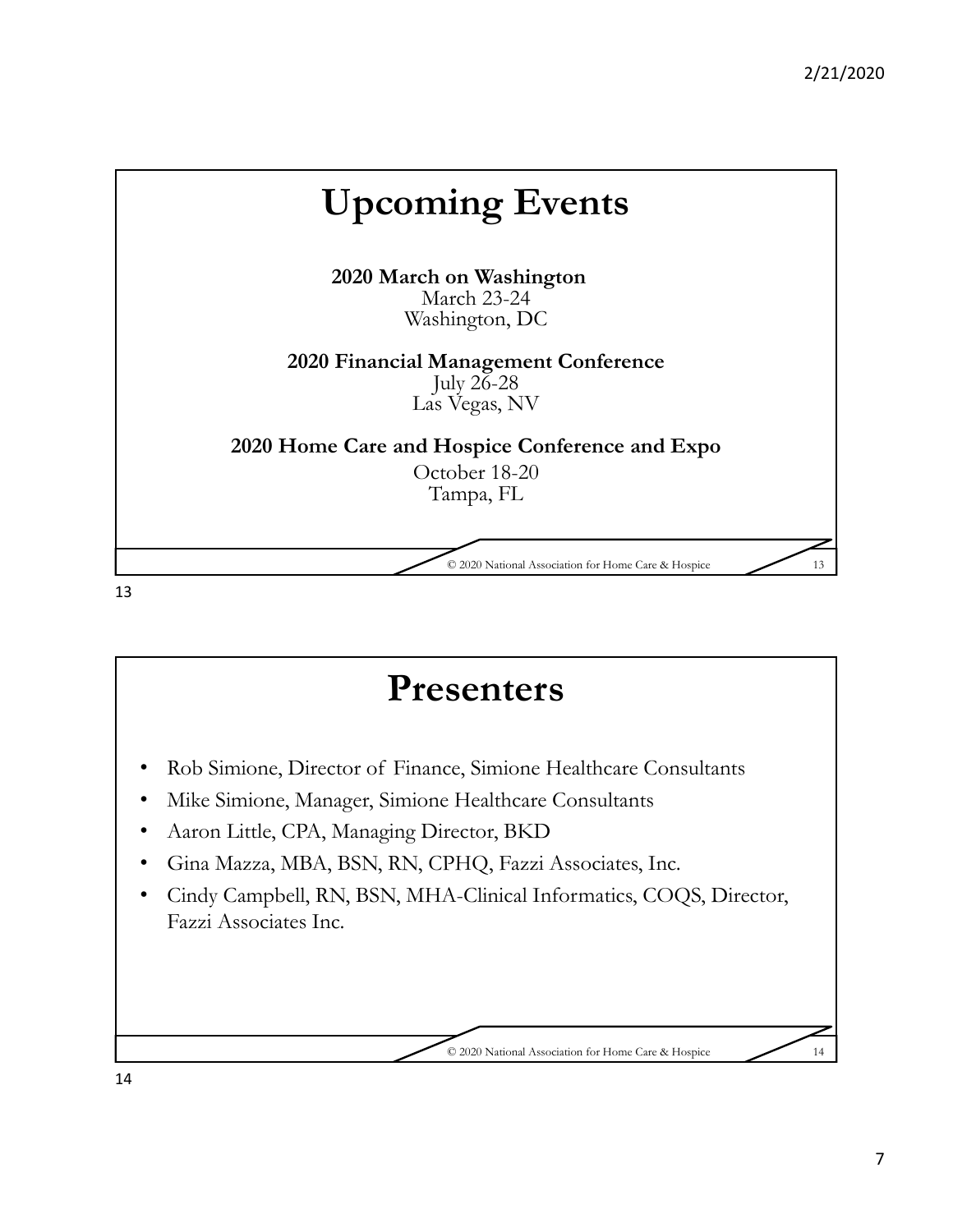# Upcoming Events

**2020 March on Washington**
March 23-24
Washington, DC

**2020 Financial Management Conference**
July 26-28
Las Vegas, NV

**2020 Home Care and Hospice Conference and Expo**
October 18-20
Tampa, FL

© 2020 National Association for Home Care & Hospice

# Presenters

- Rob Simione, Director of Finance, Simione Healthcare Consultants
- Mike Simione, Manager, Simione Healthcare Consultants
- Aaron Little, CPA, Managing Director, BKD
- Gina Mazza, MBA, BSN, RN, CPHQ, Fazzi Associates, Inc.
- Cindy Campbell, RN, BSN, MHA-Clinical Informatics, COQS, Director, Fazzi Associates Inc.

© 2020 National Association for Home Care & Hospice